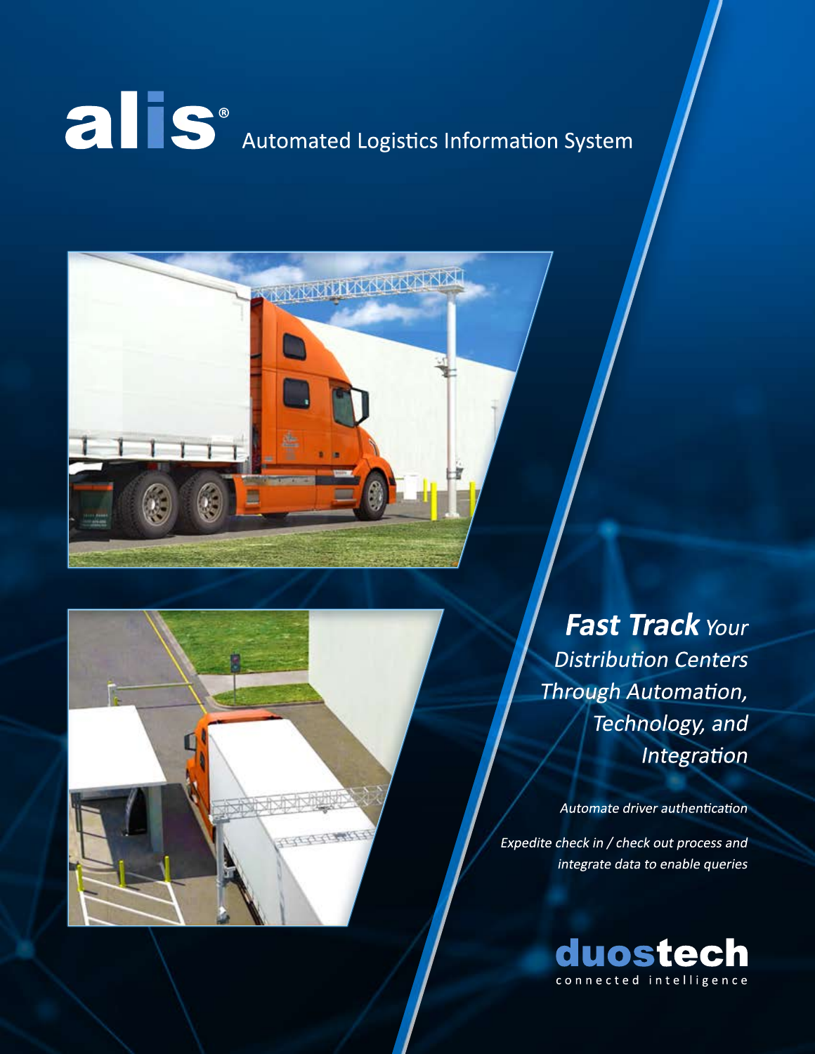# alis® Automated Logistics Information System

***Fast Track** Your Distribution Centers Through Automation, Technology, and Integration*

*Automate driver authentication*

*Expedite check in / check out process and integrate data to enable queries*

**duostech**
connected intelligence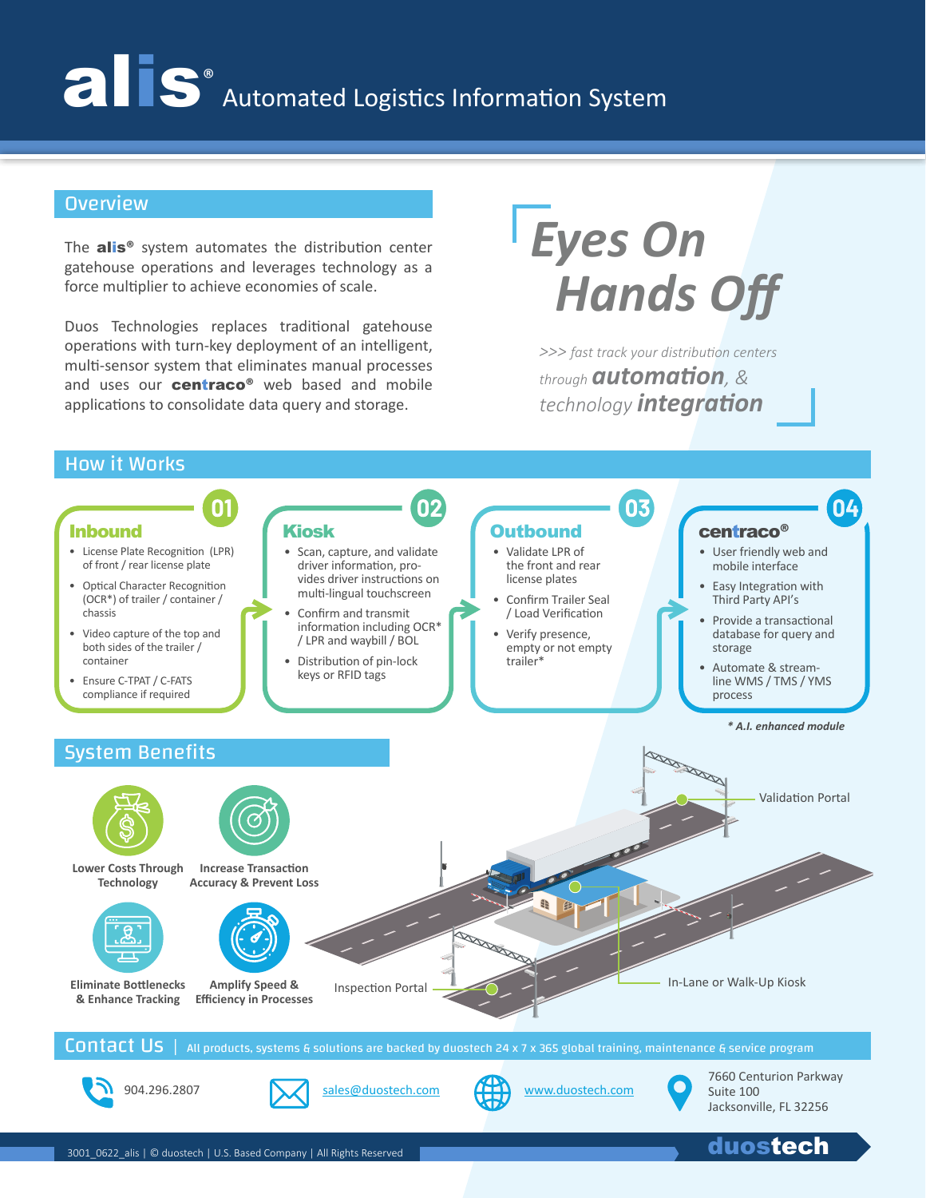# alis® Automated Logistics Information System

## Overview

The **alis**® system automates the distribution center gatehouse operations and leverages technology as a force multiplier to achieve economies of scale.

Duos Technologies replaces traditional gatehouse operations with turn-key deployment of an intelligent, multi-sensor system that eliminates manual processes and uses our **centraco**® web based and mobile applications to consolidate data query and storage.

## *Eyes On Hands Off*

*>>> fast track your distribution centers through* ***automation***, *&* *technology* ***integration***

## How it Works

### 01 Inbound

- License Plate Recognition (LPR) of front / rear license plate
- Optical Character Recognition (OCR*) of trailer / container / chassis
- Video capture of the top and both sides of the trailer / container
- Ensure C-TPAT / C-FATS compliance if required

### 02 Kiosk

- Scan, capture, and validate driver information, provides driver instructions on multi-lingual touchscreen
- Confirm and transmit information including OCR* / LPR and waybill / BOL
- Distribution of pin-lock keys or RFID tags

### 03 Outbound

- Validate LPR of the front and rear license plates
- Confirm Trailer Seal / Load Verification
- Verify presence, empty or not empty trailer*

### 04 centraco®

- User friendly web and mobile interface
- Easy Integration with Third Party API's
- Provide a transactional database for query and storage
- Automate & streamline WMS / TMS / YMS process

*** A.I. enhanced module**

## System Benefits

- Lower Costs Through Technology
- Increase Transaction Accuracy & Prevent Loss
- Eliminate Bottlenecks & Enhance Tracking
- Amplify Speed & Efficiency in Processes

Validation Portal

Inspection Portal

In-Lane or Walk-Up Kiosk

## Contact Us | All products, systems & solutions are backed by duostech 24 x 7 x 365 global training, maintenance & service program

904.296.2807

sales@duostech.com

www.duostech.com

7660 Centurion Parkway
Suite 100
Jacksonville, FL 32256

3001_0622_alis | © duostech | U.S. Based Company | All Rights Reserved

duostech